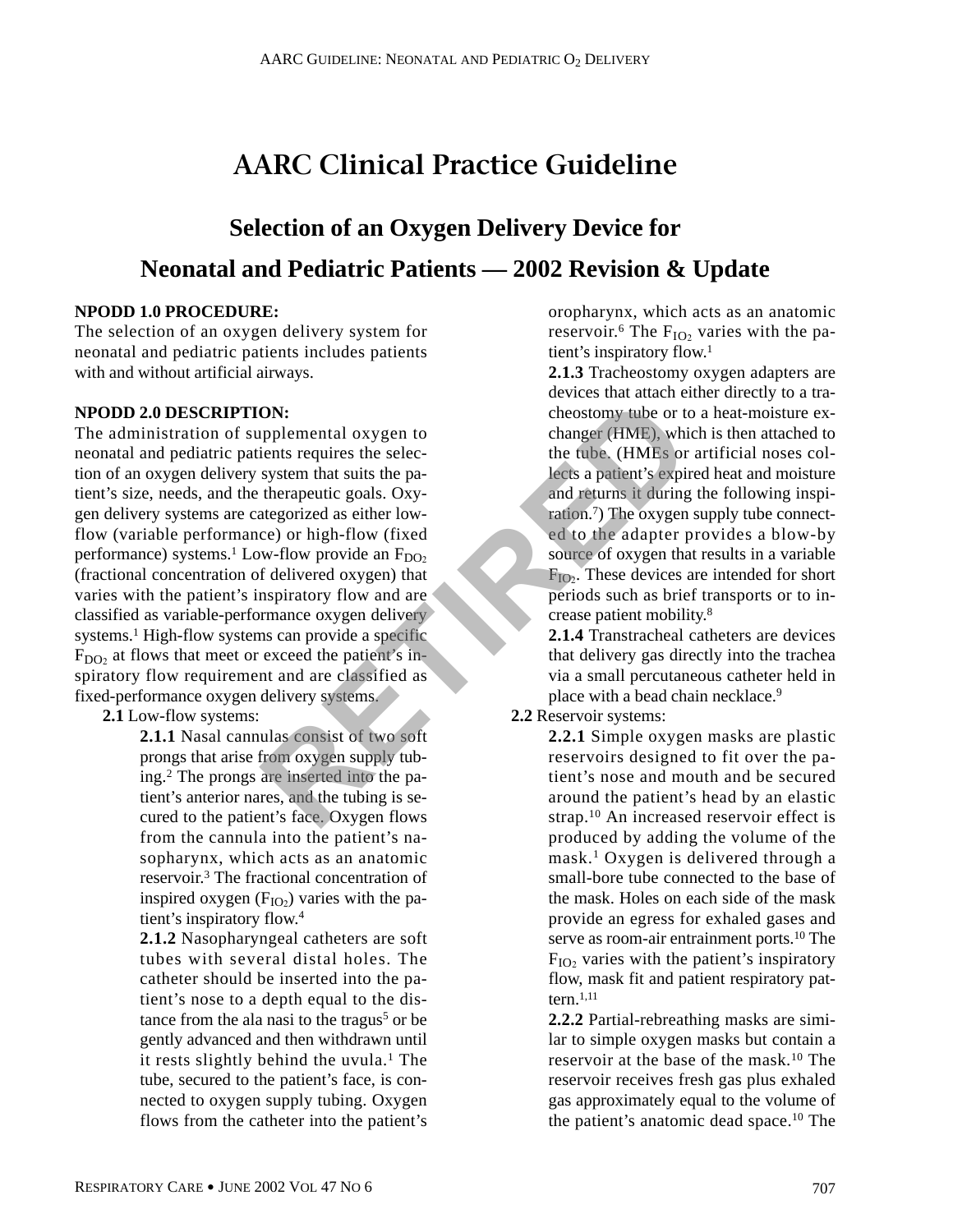// AARC Clinical Practice Guideline

# Selection of an Oxygen Delivery Device for Neonatal and Pediatric Patients — 2002 Revision & Update

**NPODD 1.0 PROCEDURE:**

The selection of an oxygen delivery system for neonatal and pediatric patients includes patients with and without artificial airways.

**NPODD 2.0 DESCRIPTION:**

The administration of supplemental oxygen to neonatal and pediatric patients requires the selection of an oxygen delivery system that suits the patient's size, needs, and the therapeutic goals. Oxygen delivery systems are categorized as either low-flow (variable performance) or high-flow (fixed performance) systems.[1] Low-flow provide an $F_{DO_2}$ (fractional concentration of delivered oxygen) that varies with the patient's inspiratory flow and are classified as variable-performance oxygen delivery systems.[1] High-flow systems can provide a specific $F_{DO_2}$ at flows that meet or exceed the patient's inspiratory flow requirement and are classified as fixed-performance oxygen delivery systems.

**2.1** Low-flow systems:

**2.1.1** Nasal cannulas consist of two soft prongs that arise from oxygen supply tubing.[2] The prongs are inserted into the patient's anterior nares, and the tubing is secured to the patient's face. Oxygen flows from the cannula into the patient's nasopharynx, which acts as an anatomic reservoir.[3] The fractional concentration of inspired oxygen ($F_{IO_2}$) varies with the patient's inspiratory flow.[4]

**2.1.2** Nasopharyngeal catheters are soft tubes with several distal holes. The catheter should be inserted into the patient's nose to a depth equal to the distance from the ala nasi to the tragus[5] or be gently advanced and then withdrawn until it rests slightly behind the uvula.[1] The tube, secured to the patient's face, is connected to oxygen supply tubing. Oxygen flows from the catheter into the patient's oropharynx, which acts as an anatomic reservoir.[6] The $F_{IO_2}$ varies with the patient's inspiratory flow.[1]

**2.1.3** Tracheostomy oxygen adapters are devices that attach either directly to a tracheostomy tube or to a heat-moisture exchanger (HME), which is then attached to the tube. (HMEs or artificial noses collects a patient's expired heat and moisture and returns it during the following inspiration.[7]) The oxygen supply tube connected to the adapter provides a blow-by source of oxygen that results in a variable $F_{IO_2}$. These devices are intended for short periods such as brief transports or to increase patient mobility.[8]

**2.1.4** Transtracheal catheters are devices that delivery gas directly into the trachea via a small percutaneous catheter held in place with a bead chain necklace.[9]

**2.2** Reservoir systems:

**2.2.1** Simple oxygen masks are plastic reservoirs designed to fit over the patient's nose and mouth and be secured around the patient's head by an elastic strap.[10] An increased reservoir effect is produced by adding the volume of the mask.[1] Oxygen is delivered through a small-bore tube connected to the base of the mask. Holes on each side of the mask provide an egress for exhaled gases and serve as room-air entrainment ports.[10] The $F_{IO_2}$ varies with the patient's inspiratory flow, mask fit and patient respiratory pattern.[1,11]

**2.2.2** Partial-rebreathing masks are similar to simple oxygen masks but contain a reservoir at the base of the mask.[10] The reservoir receives fresh gas plus exhaled gas approximately equal to the volume of the patient's anatomic dead space.[10] The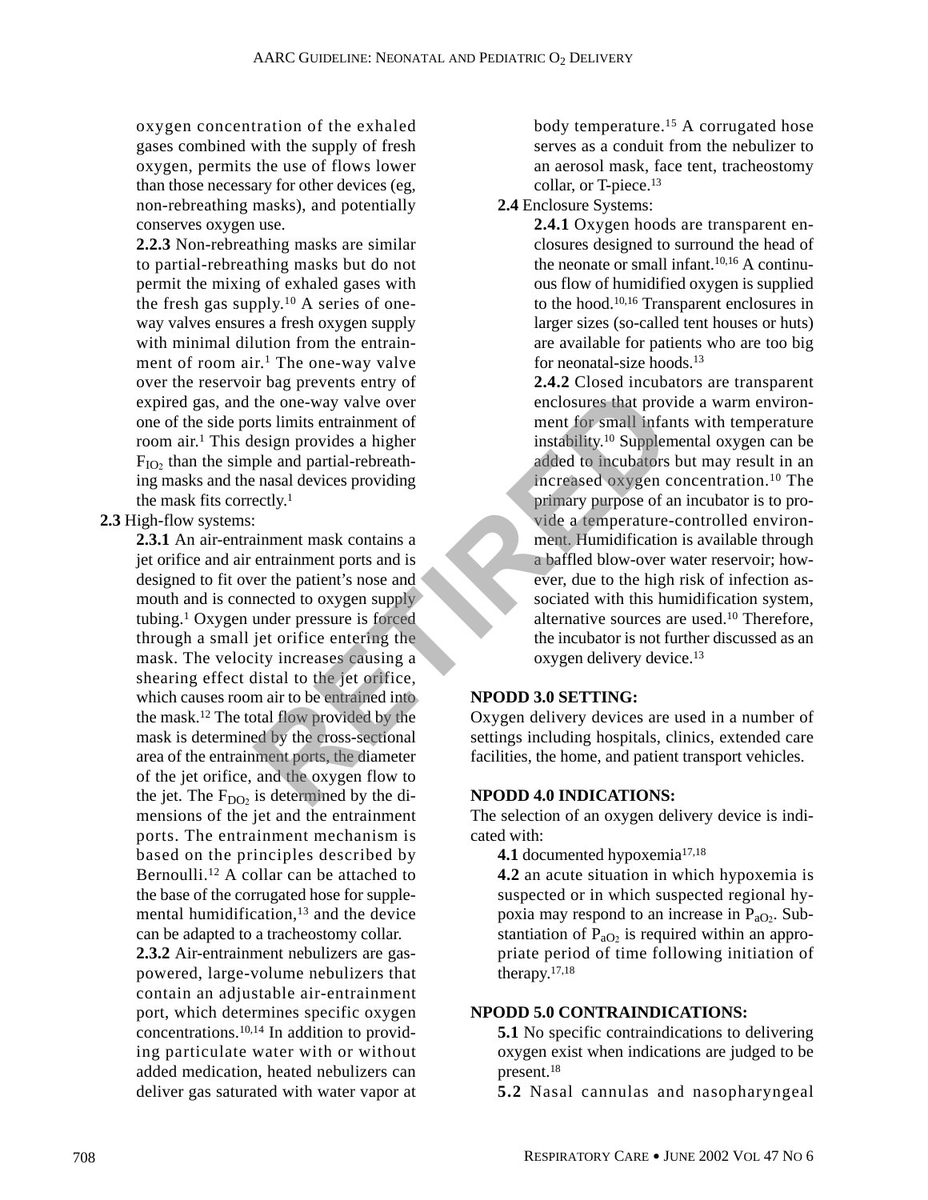oxygen concentration of the exhaled gases combined with the supply of fresh oxygen, permits the use of flows lower than those necessary for other devices (eg, non-rebreathing masks), and potentially conserves oxygen use.

**2.2.3** Non-rebreathing masks are similar to partial-rebreathing masks but do not permit the mixing of exhaled gases with the fresh gas supply.[10] A series of one-way valves ensures a fresh oxygen supply with minimal dilution from the entrainment of room air.[1] The one-way valve over the reservoir bag prevents entry of expired gas, and the one-way valve over one of the side ports limits entrainment of room air.[1] This design provides a higher $F_{IO_2}$ than the simple and partial-rebreathing masks and the nasal devices providing the mask fits correctly.[1]

**2.3** High-flow systems:

**2.3.1** An air-entrainment mask contains a jet orifice and air entrainment ports and is designed to fit over the patient's nose and mouth and is connected to oxygen supply tubing.[1] Oxygen under pressure is forced through a small jet orifice entering the mask. The velocity increases causing a shearing effect distal to the jet orifice, which causes room air to be entrained into the mask.[12] The total flow provided by the mask is determined by the cross-sectional area of the entrainment ports, the diameter of the jet orifice, and the oxygen flow to the jet. The $F_{DO_2}$ is determined by the dimensions of the jet and the entrainment ports. The entrainment mechanism is based on the principles described by Bernoulli.[12] A collar can be attached to the base of the corrugated hose for supplemental humidification,[13] and the device can be adapted to a tracheostomy collar.

**2.3.2** Air-entrainment nebulizers are gas-powered, large-volume nebulizers that contain an adjustable air-entrainment port, which determines specific oxygen concentrations.[10,14] In addition to providing particulate water with or without added medication, heated nebulizers can deliver gas saturated with water vapor at body temperature.[15] A corrugated hose serves as a conduit from the nebulizer to an aerosol mask, face tent, tracheostomy collar, or T-piece.[13]

**2.4** Enclosure Systems:

**2.4.1** Oxygen hoods are transparent enclosures designed to surround the head of the neonate or small infant.[10,16] A continuous flow of humidified oxygen is supplied to the hood.[10,16] Transparent enclosures in larger sizes (so-called tent houses or huts) are available for patients who are too big for neonatal-size hoods.[13]

**2.4.2** Closed incubators are transparent enclosures that provide a warm environment for small infants with temperature instability.[10] Supplemental oxygen can be added to incubators but may result in an increased oxygen concentration.[10] The primary purpose of an incubator is to provide a temperature-controlled environment. Humidification is available through a baffled blow-over water reservoir; however, due to the high risk of infection associated with this humidification system, alternative sources are used.[10] Therefore, the incubator is not further discussed as an oxygen delivery device.[13]

## NPODD 3.0 SETTING:

Oxygen delivery devices are used in a number of settings including hospitals, clinics, extended care facilities, the home, and patient transport vehicles.

## NPODD 4.0 INDICATIONS:

The selection of an oxygen delivery device is indicated with:

**4.1** documented hypoxemia[17,18]

**4.2** an acute situation in which hypoxemia is suspected or in which suspected regional hypoxia may respond to an increase in $P_{aO_2}$. Substantiation of $P_{aO_2}$ is required within an appropriate period of time following initiation of therapy.[17,18]

## NPODD 5.0 CONTRAINDICATIONS:

**5.1** No specific contraindications to delivering oxygen exist when indications are judged to be present.[18]

**5.2** Nasal cannulas and nasopharyngeal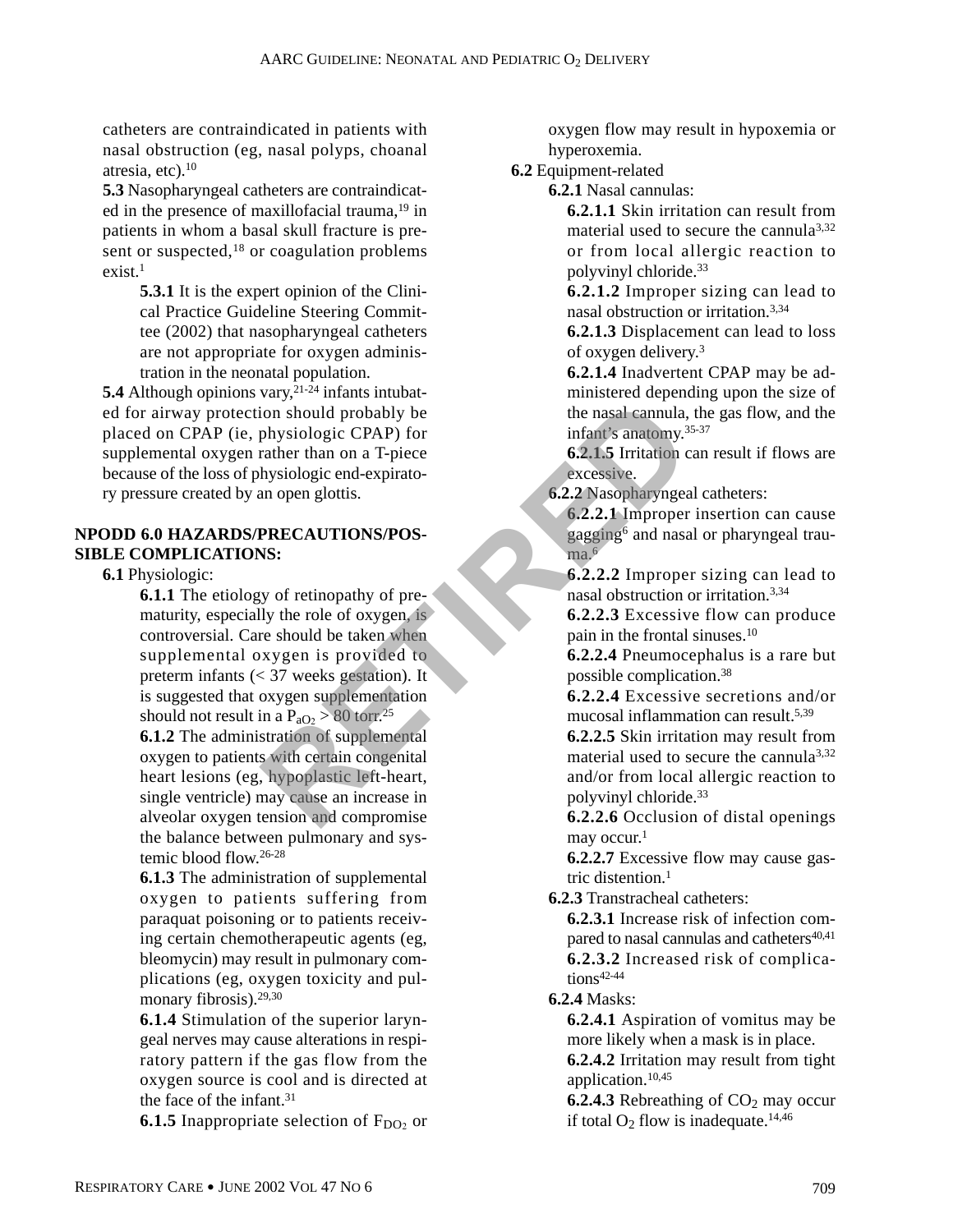catheters are contraindicated in patients with nasal obstruction (eg, nasal polyps, choanal atresia, etc).[10]

**5.3** Nasopharyngeal catheters are contraindicated in the presence of maxillofacial trauma,[19] in patients in whom a basal skull fracture is present or suspected,[18] or coagulation problems exist.[1]

**5.3.1** It is the expert opinion of the Clinical Practice Guideline Steering Committee (2002) that nasopharyngeal catheters are not appropriate for oxygen administration in the neonatal population.

**5.4** Although opinions vary,[21-24] infants intubated for airway protection should probably be placed on CPAP (ie, physiologic CPAP) for supplemental oxygen rather than on a T-piece because of the loss of physiologic end-expiratory pressure created by an open glottis.

## NPODD 6.0 HAZARDS/PRECAUTIONS/POSSIBLE COMPLICATIONS:

**6.1** Physiologic:

**6.1.1** The etiology of retinopathy of prematurity, especially the role of oxygen, is controversial. Care should be taken when supplemental oxygen is provided to preterm infants (< 37 weeks gestation). It is suggested that oxygen supplementation should not result in a $P_{aO_2}$ > 80 torr.[25]

**6.1.2** The administration of supplemental oxygen to patients with certain congenital heart lesions (eg, hypoplastic left-heart, single ventricle) may cause an increase in alveolar oxygen tension and compromise the balance between pulmonary and systemic blood flow.[26-28]

**6.1.3** The administration of supplemental oxygen to patients suffering from paraquat poisoning or to patients receiving certain chemotherapeutic agents (eg, bleomycin) may result in pulmonary complications (eg, oxygen toxicity and pulmonary fibrosis).[29,30]

**6.1.4** Stimulation of the superior laryngeal nerves may cause alterations in respiratory pattern if the gas flow from the oxygen source is cool and is directed at the face of the infant.[31]

**6.1.5** Inappropriate selection of $F_{DO_2}$ or oxygen flow may result in hypoxemia or hyperoxemia.

**6.2** Equipment-related

**6.2.1** Nasal cannulas:

**6.2.1.1** Skin irritation can result from material used to secure the cannula[3,32] or from local allergic reaction to polyvinyl chloride.[33]

**6.2.1.2** Improper sizing can lead to nasal obstruction or irritation.[3,34]

**6.2.1.3** Displacement can lead to loss of oxygen delivery.[3]

**6.2.1.4** Inadvertent CPAP may be administered depending upon the size of the nasal cannula, the gas flow, and the infant's anatomy.[35-37]

**6.2.1.5** Irritation can result if flows are excessive.

**6.2.2** Nasopharyngeal catheters:

**6.2.2.1** Improper insertion can cause gagging[6] and nasal or pharyngeal trauma.[6]

**6.2.2.2** Improper sizing can lead to nasal obstruction or irritation.[3,34]

**6.2.2.3** Excessive flow can produce pain in the frontal sinuses.[10]

**6.2.2.4** Pneumocephalus is a rare but possible complication.[38]

**6.2.2.4** Excessive secretions and/or mucosal inflammation can result.[5,39]

**6.2.2.5** Skin irritation may result from material used to secure the cannula[3,32] and/or from local allergic reaction to polyvinyl chloride.[33]

**6.2.2.6** Occlusion of distal openings may occur.[1]

**6.2.2.7** Excessive flow may cause gastric distention.[1]

**6.2.3** Transtracheal catheters:

**6.2.3.1** Increase risk of infection compared to nasal cannulas and catheters[40,41]

**6.2.3.2** Increased risk of complications[42-44]

**6.2.4** Masks:

**6.2.4.1** Aspiration of vomitus may be more likely when a mask is in place.

**6.2.4.2** Irritation may result from tight application.[10,45]

**6.2.4.3** Rebreathing of $CO_2$ may occur if total $O_2$ flow is inadequate.[14,46]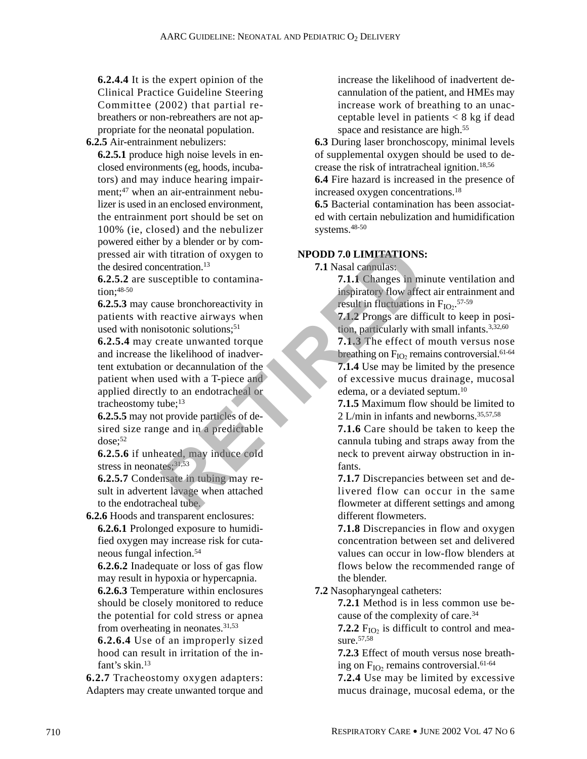**6.2.4.4** It is the expert opinion of the Clinical Practice Guideline Steering Committee (2002) that partial rebreathers or non-rebreathers are not appropriate for the neonatal population.

**6.2.5** Air-entrainment nebulizers:

**6.2.5.1** produce high noise levels in enclosed environments (eg, hoods, incubators) and may induce hearing impairment;[47] when an air-entrainment nebulizer is used in an enclosed environment, the entrainment port should be set on 100% (ie, closed) and the nebulizer powered either by a blender or by compressed air with titration of oxygen to the desired concentration.[13]

**6.2.5.2** are susceptible to contamination;[48-50]

**6.2.5.3** may cause bronchoreactivity in patients with reactive airways when used with nonisotonic solutions;[51]

**6.2.5.4** may create unwanted torque and increase the likelihood of inadvertent extubation or decannulation of the patient when used with a T-piece and applied directly to an endotracheal or tracheostomy tube;[13]

**6.2.5.5** may not provide particles of desired size range and in a predictable dose;[52]

**6.2.5.6** if unheated, may induce cold stress in neonates;[31,53]

**6.2.5.7** Condensate in tubing may result in advertent lavage when attached to the endotracheal tube.

**6.2.6** Hoods and transparent enclosures:

**6.2.6.1** Prolonged exposure to humidified oxygen may increase risk for cutaneous fungal infection.[54]

**6.2.6.2** Inadequate or loss of gas flow may result in hypoxia or hypercapnia.

**6.2.6.3** Temperature within enclosures should be closely monitored to reduce the potential for cold stress or apnea from overheating in neonates.[31,53]

**6.2.6.4** Use of an improperly sized hood can result in irritation of the infant's skin.[13]

**6.2.7** Tracheostomy oxygen adapters: Adapters may create unwanted torque and increase the likelihood of inadvertent decannulation of the patient, and HMEs may increase work of breathing to an unacceptable level in patients < 8 kg if dead space and resistance are high.[55]

**6.3** During laser bronchoscopy, minimal levels of supplemental oxygen should be used to decrease the risk of intratracheal ignition.[18,56]

**6.4** Fire hazard is increased in the presence of increased oxygen concentrations.[18]

**6.5** Bacterial contamination has been associated with certain nebulization and humidification systems.[48-50]

## NPODD 7.0 LIMITATIONS:

**7.1** Nasal cannulas:

**7.1.1** Changes in minute ventilation and inspiratory flow affect air entrainment and result in fluctuations in $F_{IO_2}$.[57-59]

**7.1.2** Prongs are difficult to keep in position, particularly with small infants.[3,32,60]

**7.1.3** The effect of mouth versus nose breathing on $F_{IO_2}$ remains controversial.[61-64]

**7.1.4** Use may be limited by the presence of excessive mucus drainage, mucosal edema, or a deviated septum.[10]

**7.1.5** Maximum flow should be limited to 2 L/min in infants and newborns.[35,57,58]

**7.1.6** Care should be taken to keep the cannula tubing and straps away from the neck to prevent airway obstruction in infants.

**7.1.7** Discrepancies between set and delivered flow can occur in the same flowmeter at different settings and among different flowmeters.

**7.1.8** Discrepancies in flow and oxygen concentration between set and delivered values can occur in low-flow blenders at flows below the recommended range of the blender.

**7.2** Nasopharyngeal catheters:

**7.2.1** Method is in less common use because of the complexity of care.[34]

**7.2.2** $F_{IO_2}$ is difficult to control and measure.[57,58]

**7.2.3** Effect of mouth versus nose breathing on $F_{IO_2}$ remains controversial.[61-64]

**7.2.4** Use may be limited by excessive mucus drainage, mucosal edema, or the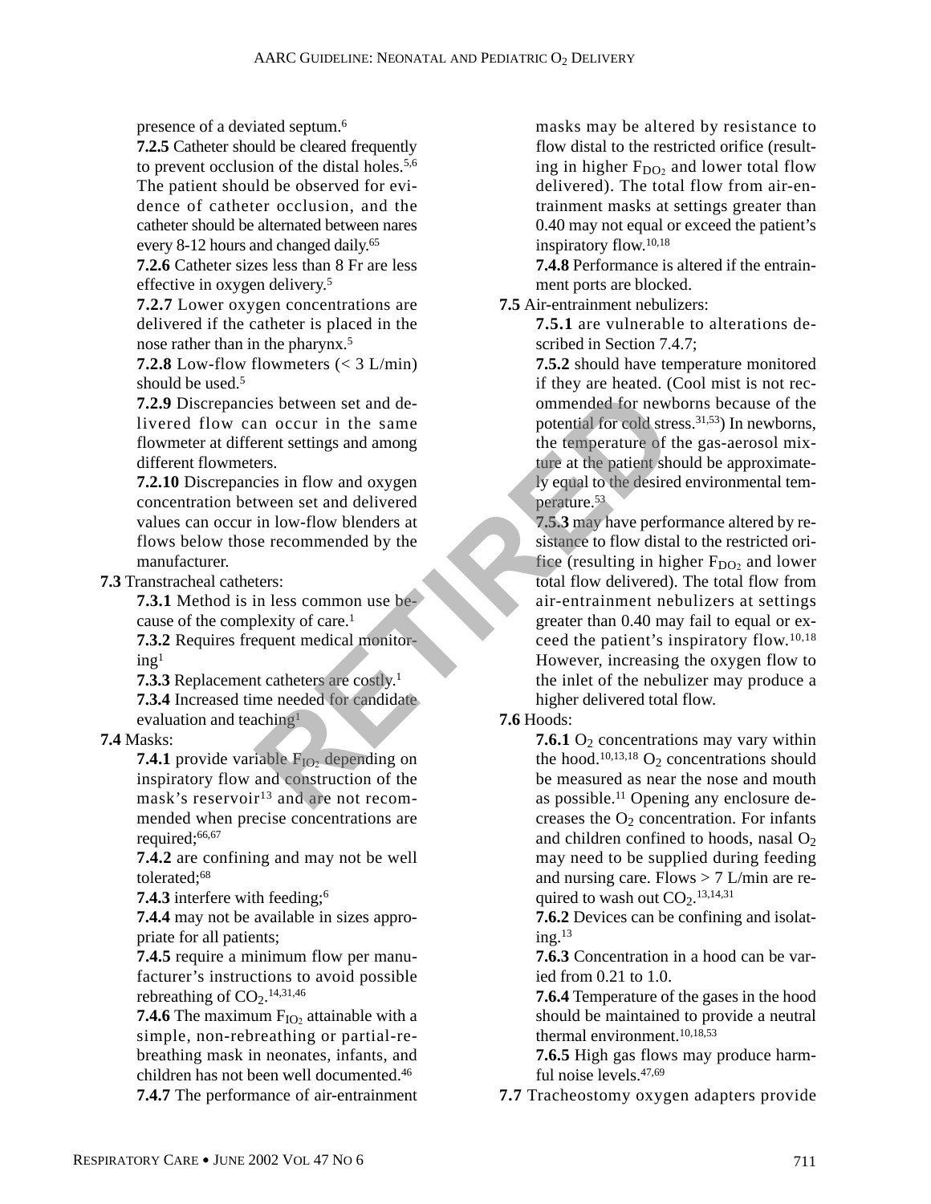presence of a deviated septum.[6]

**7.2.5** Catheter should be cleared frequently to prevent occlusion of the distal holes.[5,6] The patient should be observed for evidence of catheter occlusion, and the catheter should be alternated between nares every 8-12 hours and changed daily.[65]

**7.2.6** Catheter sizes less than 8 Fr are less effective in oxygen delivery.[5]

**7.2.7** Lower oxygen concentrations are delivered if the catheter is placed in the nose rather than in the pharynx.[5]

**7.2.8** Low-flow flowmeters (< 3 L/min) should be used.[5]

**7.2.9** Discrepancies between set and delivered flow can occur in the same flowmeter at different settings and among different flowmeters.

**7.2.10** Discrepancies in flow and oxygen concentration between set and delivered values can occur in low-flow blenders at flows below those recommended by the manufacturer.

**7.3** Transtracheal catheters:

**7.3.1** Method is in less common use because of the complexity of care.[1]

**7.3.2** Requires frequent medical monitoring[1]

**7.3.3** Replacement catheters are costly.[1]

**7.3.4** Increased time needed for candidate evaluation and teaching[1]

**7.4** Masks:

**7.4.1** provide variable $F_{IO_2}$ depending on inspiratory flow and construction of the mask's reservoir[13] and are not recommended when precise concentrations are required;[66,67]

**7.4.2** are confining and may not be well tolerated;[68]

**7.4.3** interfere with feeding;[6]

**7.4.4** may not be available in sizes appropriate for all patients;

**7.4.5** require a minimum flow per manufacturer's instructions to avoid possible rebreathing of $CO_2$.[14,31,46]

**7.4.6** The maximum $F_{IO_2}$ attainable with a simple, non-rebreathing or partial-rebreathing mask in neonates, infants, and children has not been well documented.[46]

**7.4.7** The performance of air-entrainment masks may be altered by resistance to flow distal to the restricted orifice (resulting in higher $F_{DO_2}$ and lower total flow delivered). The total flow from air-entrainment masks at settings greater than 0.40 may not equal or exceed the patient's inspiratory flow.[10,18]

**7.4.8** Performance is altered if the entrainment ports are blocked.

**7.5** Air-entrainment nebulizers:

**7.5.1** are vulnerable to alterations described in Section 7.4.7;

**7.5.2** should have temperature monitored if they are heated. (Cool mist is not recommended for newborns because of the potential for cold stress.[31,53]) In newborns, the temperature of the gas-aerosol mixture at the patient should be approximately equal to the desired environmental temperature.[53]

**7.5.3** may have performance altered by resistance to flow distal to the restricted orifice (resulting in higher $F_{DO_2}$ and lower total flow delivered). The total flow from air-entrainment nebulizers at settings greater than 0.40 may fail to equal or exceed the patient's inspiratory flow.[10,18] However, increasing the oxygen flow to the inlet of the nebulizer may produce a higher delivered total flow.

**7.6** Hoods:

**7.6.1** $O_2$ concentrations may vary within the hood.[10,13,18] $O_2$ concentrations should be measured as near the nose and mouth as possible.[11] Opening any enclosure decreases the $O_2$ concentration. For infants and children confined to hoods, nasal $O_2$ may need to be supplied during feeding and nursing care. Flows > 7 L/min are required to wash out $CO_2$.[13,14,31]

**7.6.2** Devices can be confining and isolating.[13]

**7.6.3** Concentration in a hood can be varied from 0.21 to 1.0.

**7.6.4** Temperature of the gases in the hood should be maintained to provide a neutral thermal environment.[10,18,53]

**7.6.5** High gas flows may produce harmful noise levels.[47,69]

**7.7** Tracheostomy oxygen adapters provide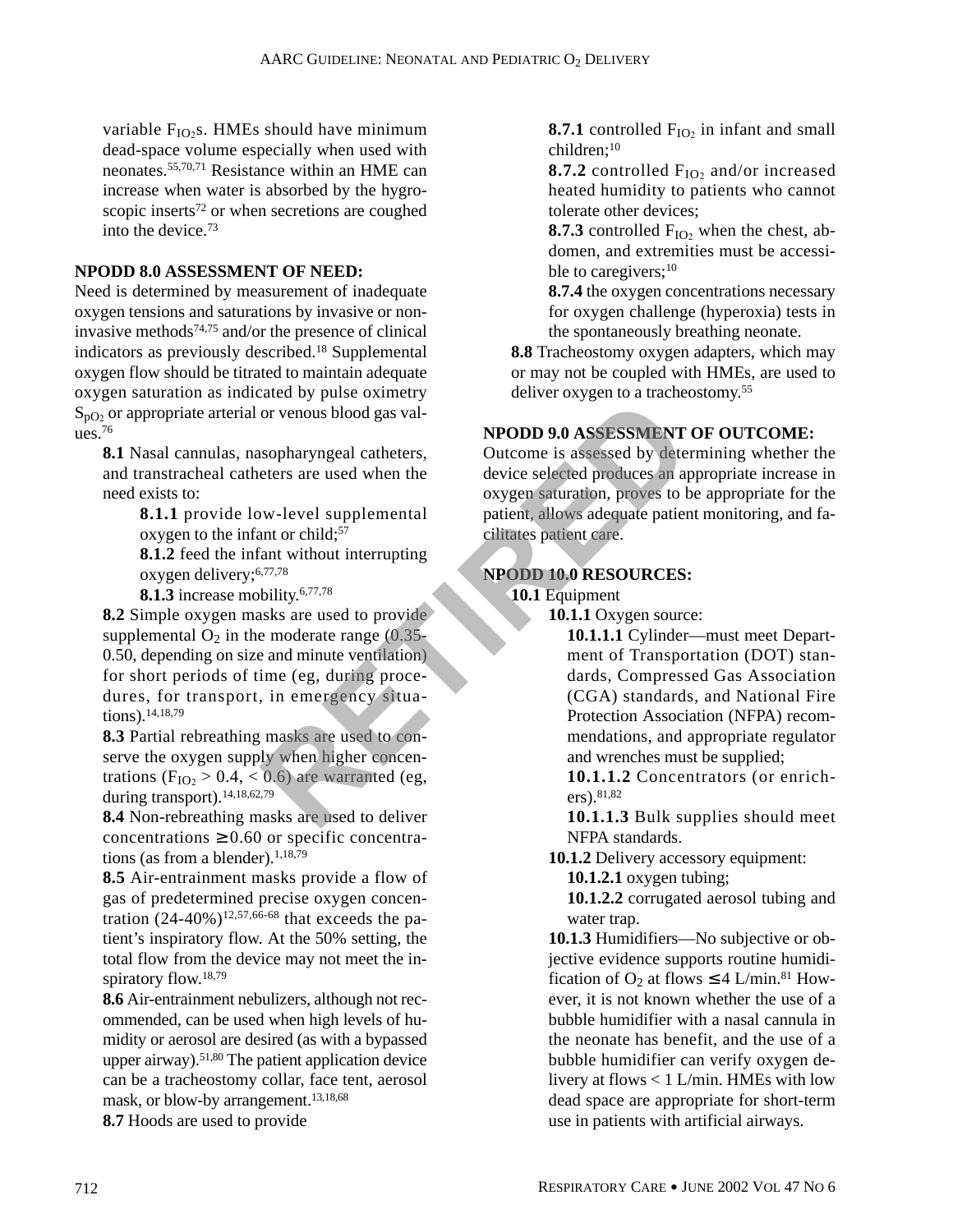variable $F_{IO_2}$s. HMEs should have minimum dead-space volume especially when used with neonates.[55,70,71] Resistance within an HME can increase when water is absorbed by the hygroscopic inserts[72] or when secretions are coughed into the device.[73]

**NPODD 8.0 ASSESSMENT OF NEED:**

Need is determined by measurement of inadequate oxygen tensions and saturations by invasive or noninvasive methods[74,75] and/or the presence of clinical indicators as previously described.[18] Supplemental oxygen flow should be titrated to maintain adequate oxygen saturation as indicated by pulse oximetry $S_{pO_2}$ or appropriate arterial or venous blood gas values.[76]

**8.1** Nasal cannulas, nasopharyngeal catheters, and transtracheal catheters are used when the need exists to:

**8.1.1** provide low-level supplemental oxygen to the infant or child;[57]

**8.1.2** feed the infant without interrupting oxygen delivery;[6,77,78]

**8.1.3** increase mobility.[6,77,78]

**8.2** Simple oxygen masks are used to provide supplemental $O_2$ in the moderate range (0.35-0.50, depending on size and minute ventilation) for short periods of time (eg, during procedures, for transport, in emergency situations).[14,18,79]

**8.3** Partial rebreathing masks are used to conserve the oxygen supply when higher concentrations ($F_{IO_2} > 0.4$, $< 0.6$) are warranted (eg, during transport).[14,18,62,79]

**8.4** Non-rebreathing masks are used to deliver concentrations $\geq 0.60$ or specific concentrations (as from a blender).[1,18,79]

**8.5** Air-entrainment masks provide a flow of gas of predetermined precise oxygen concentration (24-40%)[12,57,66-68] that exceeds the patient's inspiratory flow. At the 50% setting, the total flow from the device may not meet the inspiratory flow.[18,79]

**8.6** Air-entrainment nebulizers, although not recommended, can be used when high levels of humidity or aerosol are desired (as with a bypassed upper airway).[51,80] The patient application device can be a tracheostomy collar, face tent, aerosol mask, or blow-by arrangement.[13,18,68]

**8.7** Hoods are used to provide

**8.7.1** controlled $F_{IO_2}$ in infant and small children;[10]

**8.7.2** controlled $F_{IO_2}$ and/or increased heated humidity to patients who cannot tolerate other devices;

**8.7.3** controlled $F_{IO_2}$ when the chest, abdomen, and extremities must be accessible to caregivers;[10]

**8.7.4** the oxygen concentrations necessary for oxygen challenge (hyperoxia) tests in the spontaneously breathing neonate.

**8.8** Tracheostomy oxygen adapters, which may or may not be coupled with HMEs, are used to deliver oxygen to a tracheostomy.[55]

**NPODD 9.0 ASSESSMENT OF OUTCOME:**

Outcome is assessed by determining whether the device selected produces an appropriate increase in oxygen saturation, proves to be appropriate for the patient, allows adequate patient monitoring, and facilitates patient care.

**NPODD 10.0 RESOURCES:**

**10.1** Equipment

**10.1.1** Oxygen source:

**10.1.1.1** Cylinder—must meet Department of Transportation (DOT) standards, Compressed Gas Association (CGA) standards, and National Fire Protection Association (NFPA) recommendations, and appropriate regulator and wrenches must be supplied;

**10.1.1.2** Concentrators (or enrichers).[81,82]

**10.1.1.3** Bulk supplies should meet NFPA standards.

**10.1.2** Delivery accessory equipment:

**10.1.2.1** oxygen tubing;

**10.1.2.2** corrugated aerosol tubing and water trap.

**10.1.3** Humidifiers—No subjective or objective evidence supports routine humidification of $O_2$ at flows $\leq 4$ L/min.[81] However, it is not known whether the use of a bubble humidifier with a nasal cannula in the neonate has benefit, and the use of a bubble humidifier can verify oxygen delivery at flows < 1 L/min. HMEs with low dead space are appropriate for short-term use in patients with artificial airways.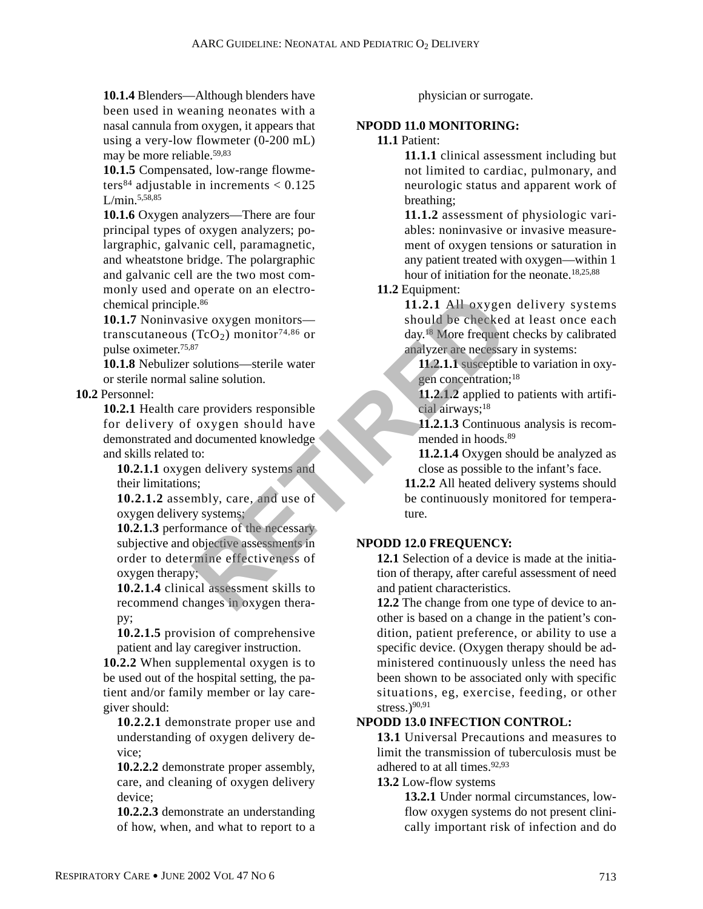**10.1.4** Blenders—Although blenders have been used in weaning neonates with a nasal cannula from oxygen, it appears that using a very-low flowmeter (0-200 mL) may be more reliable.[59,83]

**10.1.5** Compensated, low-range flowmeters[84] adjustable in increments < 0.125 L/min.[5,58,85]

**10.1.6** Oxygen analyzers—There are four principal types of oxygen analyzers; polargraphic, galvanic cell, paramagnetic, and wheatstone bridge. The polargraphic and galvanic cell are the two most commonly used and operate on an electrochemical principle.[86]

**10.1.7** Noninvasive oxygen monitors—transcutaneous ($TcO_2$) monitor[74,86] or pulse oximeter.[75,87]

**10.1.8** Nebulizer solutions—sterile water or sterile normal saline solution.

**10.2** Personnel:

**10.2.1** Health care providers responsible for delivery of oxygen should have demonstrated and documented knowledge and skills related to:

**10.2.1.1** oxygen delivery systems and their limitations;

**10.2.1.2** assembly, care, and use of oxygen delivery systems;

**10.2.1.3** performance of the necessary subjective and objective assessments in order to determine effectiveness of oxygen therapy;

**10.2.1.4** clinical assessment skills to recommend changes in oxygen therapy;

**10.2.1.5** provision of comprehensive patient and lay caregiver instruction.

**10.2.2** When supplemental oxygen is to be used out of the hospital setting, the patient and/or family member or lay caregiver should:

**10.2.2.1** demonstrate proper use and understanding of oxygen delivery device;

**10.2.2.2** demonstrate proper assembly, care, and cleaning of oxygen delivery device;

**10.2.2.3** demonstrate an understanding of how, when, and what to report to a physician or surrogate.

## NPODD 11.0 MONITORING:

**11.1** Patient:

**11.1.1** clinical assessment including but not limited to cardiac, pulmonary, and neurologic status and apparent work of breathing;

**11.1.2** assessment of physiologic variables: noninvasive or invasive measurement of oxygen tensions or saturation in any patient treated with oxygen—within 1 hour of initiation for the neonate.[18,25,88]

**11.2** Equipment:

**11.2.1** All oxygen delivery systems should be checked at least once each day.[18] More frequent checks by calibrated analyzer are necessary in systems:

**11.2.1.1** susceptible to variation in oxygen concentration;[18]

**11.2.1.2** applied to patients with artificial airways;[18]

**11.2.1.3** Continuous analysis is recommended in hoods.[89]

**11.2.1.4** Oxygen should be analyzed as close as possible to the infant's face.

**11.2.2** All heated delivery systems should be continuously monitored for temperature.

## NPODD 12.0 FREQUENCY:

**12.1** Selection of a device is made at the initiation of therapy, after careful assessment of need and patient characteristics.

**12.2** The change from one type of device to another is based on a change in the patient's condition, patient preference, or ability to use a specific device. (Oxygen therapy should be administered continuously unless the need has been shown to be associated only with specific situations, eg, exercise, feeding, or other stress.)[90,91]

## NPODD 13.0 INFECTION CONTROL:

**13.1** Universal Precautions and measures to limit the transmission of tuberculosis must be adhered to at all times.[92,93]

**13.2** Low-flow systems

**13.2.1** Under normal circumstances, low-flow oxygen systems do not present clinically important risk of infection and do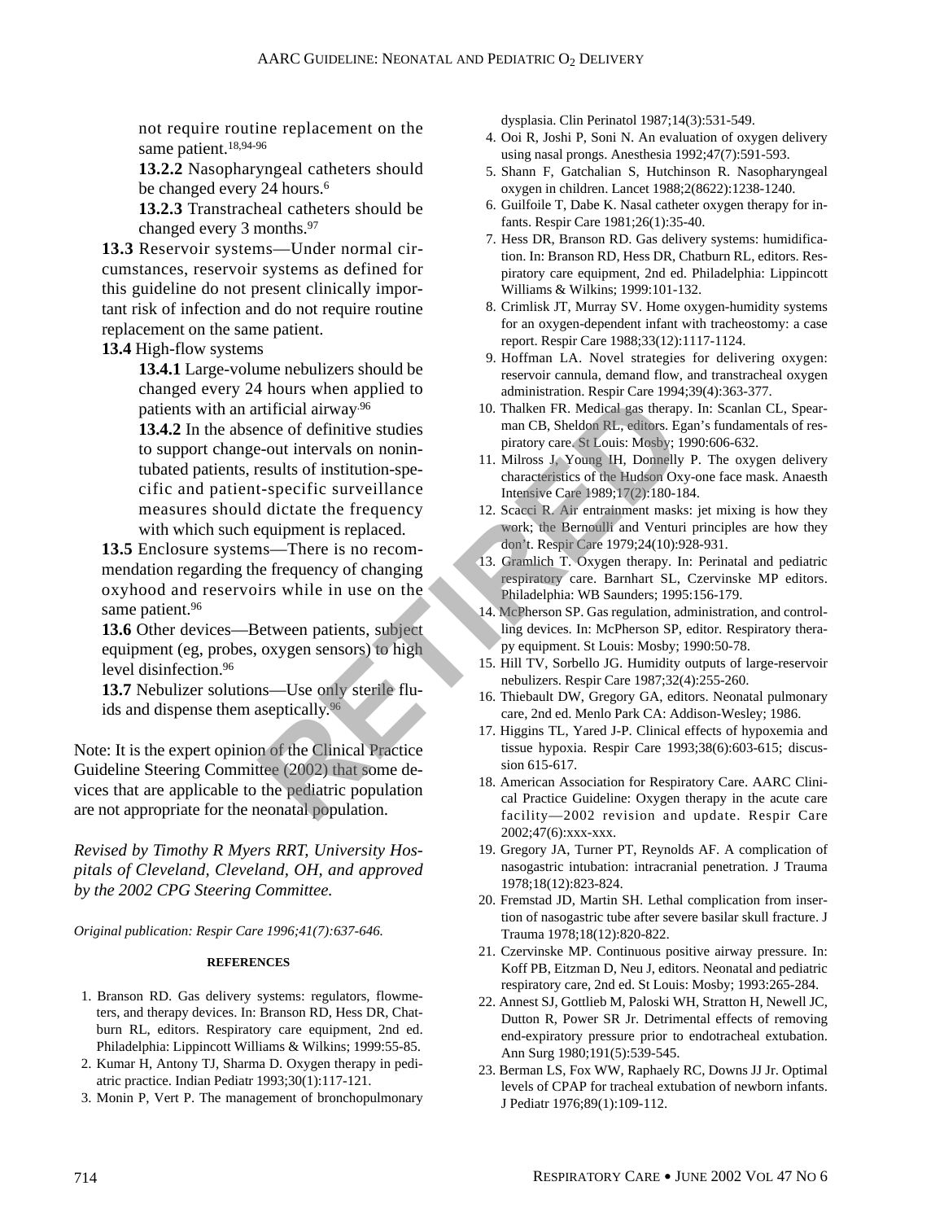not require routine replacement on the same patient.[18,94-96]

**13.2.2** Nasopharyngeal catheters should be changed every 24 hours.[6]

**13.2.3** Transtracheal catheters should be changed every 3 months.[97]

**13.3** Reservoir systems—Under normal circumstances, reservoir systems as defined for this guideline do not present clinically important risk of infection and do not require routine replacement on the same patient.

**13.4** High-flow systems

**13.4.1** Large-volume nebulizers should be changed every 24 hours when applied to patients with an artificial airway.[96]

**13.4.2** In the absence of definitive studies to support change-out intervals on nonintubated patients, results of institution-specific and patient-specific surveillance measures should dictate the frequency with which such equipment is replaced.

**13.5** Enclosure systems—There is no recommendation regarding the frequency of changing oxyhood and reservoirs while in use on the same patient.[96]

**13.6** Other devices—Between patients, subject equipment (eg, probes, oxygen sensors) to high level disinfection.[96]

**13.7** Nebulizer solutions—Use only sterile fluids and dispense them aseptically.[96]

Note: It is the expert opinion of the Clinical Practice Guideline Steering Committee (2002) that some devices that are applicable to the pediatric population are not appropriate for the neonatal population.

*Revised by Timothy R Myers RRT, University Hospitals of Cleveland, Cleveland, OH, and approved by the 2002 CPG Steering Committee.*

*Original publication: Respir Care 1996;41(7):637-646.*

## REFERENCES

1. Branson RD. Gas delivery systems: regulators, flowmeters, and therapy devices. In: Branson RD, Hess DR, Chatburn RL, editors. Respiratory care equipment, 2nd ed. Philadelphia: Lippincott Williams & Wilkins; 1999:55-85.
2. Kumar H, Antony TJ, Sharma D. Oxygen therapy in pediatric practice. Indian Pediatr 1993;30(1):117-121.
3. Monin P, Vert P. The management of bronchopulmonary dysplasia. Clin Perinatol 1987;14(3):531-549.
4. Ooi R, Joshi P, Soni N. An evaluation of oxygen delivery using nasal prongs. Anesthesia 1992;47(7):591-593.
5. Shann F, Gatchalian S, Hutchinson R. Nasopharyngeal oxygen in children. Lancet 1988;2(8622):1238-1240.
6. Guilfoile T, Dabe K. Nasal catheter oxygen therapy for infants. Respir Care 1981;26(1):35-40.
7. Hess DR, Branson RD. Gas delivery systems: humidification. In: Branson RD, Hess DR, Chatburn RL, editors. Respiratory care equipment, 2nd ed. Philadelphia: Lippincott Williams & Wilkins; 1999:101-132.
8. Crimlisk JT, Murray SV. Home oxygen-humidity systems for an oxygen-dependent infant with tracheostomy: a case report. Respir Care 1988;33(12):1117-1124.
9. Hoffman LA. Novel strategies for delivering oxygen: reservoir cannula, demand flow, and transtracheal oxygen administration. Respir Care 1994;39(4):363-377.
10. Thalken FR. Medical gas therapy. In: Scanlan CL, Spearman CB, Sheldon RL, editors. Egan's fundamentals of respiratory care. St Louis: Mosby; 1990:606-632.
11. Milross J, Young IH, Donnelly P. The oxygen delivery characteristics of the Hudson Oxy-one face mask. Anaesth Intensive Care 1989;17(2):180-184.
12. Scacci R. Air entrainment masks: jet mixing is how they work; the Bernoulli and Venturi principles are how they don't. Respir Care 1979;24(10):928-931.
13. Gramlich T. Oxygen therapy. In: Perinatal and pediatric respiratory care. Barnhart SL, Czervinske MP editors. Philadelphia: WB Saunders; 1995:156-179.
14. McPherson SP. Gas regulation, administration, and controlling devices. In: McPherson SP, editor. Respiratory therapy equipment. St Louis: Mosby; 1990:50-78.
15. Hill TV, Sorbello JG. Humidity outputs of large-reservoir nebulizers. Respir Care 1987;32(4):255-260.
16. Thiebault DW, Gregory GA, editors. Neonatal pulmonary care, 2nd ed. Menlo Park CA: Addison-Wesley; 1986.
17. Higgins TL, Yared J-P. Clinical effects of hypoxemia and tissue hypoxia. Respir Care 1993;38(6):603-615; discussion 615-617.
18. American Association for Respiratory Care. AARC Clinical Practice Guideline: Oxygen therapy in the acute care facility—2002 revision and update. Respir Care 2002;47(6):xxx-xxx.
19. Gregory JA, Turner PT, Reynolds AF. A complication of nasogastric intubation: intracranial penetration. J Trauma 1978;18(12):823-824.
20. Fremstad JD, Martin SH. Lethal complication from insertion of nasogastric tube after severe basilar skull fracture. J Trauma 1978;18(12):820-822.
21. Czervinske MP. Continuous positive airway pressure. In: Koff PB, Eitzman D, Neu J, editors. Neonatal and pediatric respiratory care, 2nd ed. St Louis: Mosby; 1993:265-284.
22. Annest SJ, Gottlieb M, Paloski WH, Stratton H, Newell JC, Dutton R, Power SR Jr. Detrimental effects of removing end-expiratory pressure prior to endotracheal extubation. Ann Surg 1980;191(5):539-545.
23. Berman LS, Fox WW, Raphaely RC, Downs JJ Jr. Optimal levels of CPAP for tracheal extubation of newborn infants. J Pediatr 1976;89(1):109-112.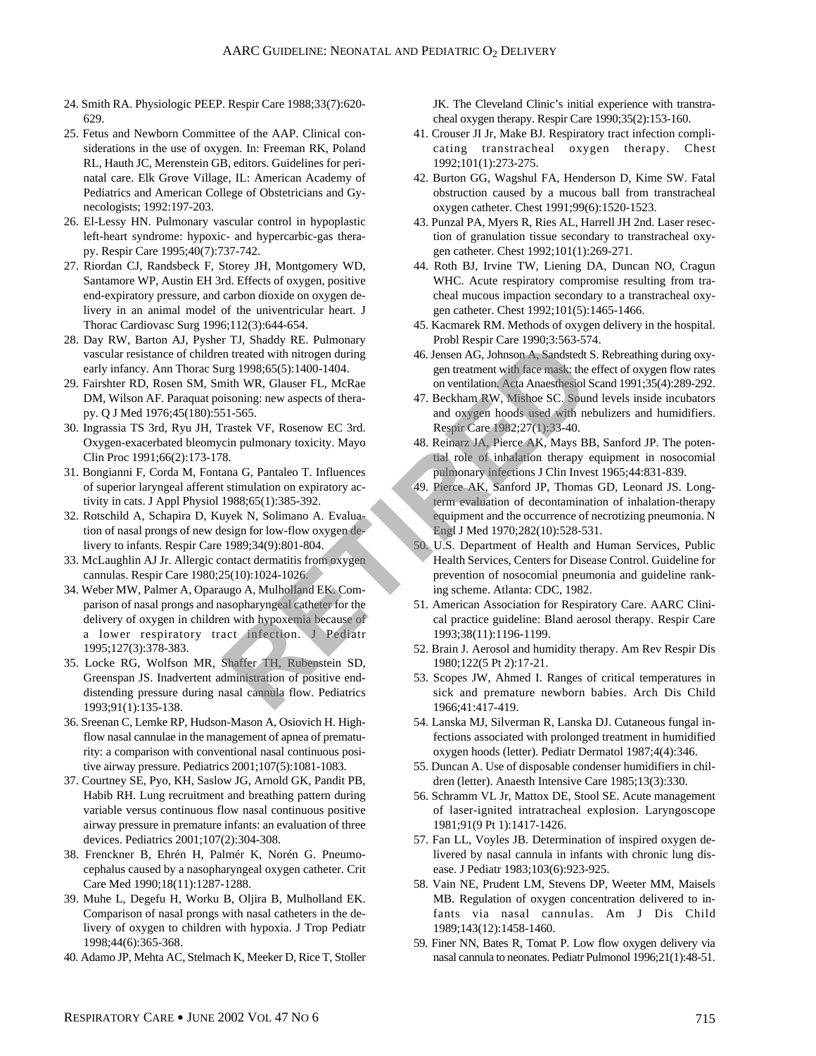24. Smith RA. Physiologic PEEP. Respir Care 1988;33(7):620-629.
25. Fetus and Newborn Committee of the AAP. Clinical considerations in the use of oxygen. In: Freeman RK, Poland RL, Hauth JC, Merenstein GB, editors. Guidelines for perinatal care. Elk Grove Village, IL: American Academy of Pediatrics and American College of Obstetricians and Gynecologists; 1992:197-203.
26. El-Lessy HN. Pulmonary vascular control in hypoplastic left-heart syndrome: hypoxic- and hypercarbic-gas therapy. Respir Care 1995;40(7):737-742.
27. Riordan CJ, Randsbeck F, Storey JH, Montgomery WD, Santamore WP, Austin EH 3rd. Effects of oxygen, positive end-expiratory pressure, and carbon dioxide on oxygen delivery in an animal model of the univentricular heart. J Thorac Cardiovasc Surg 1996;112(3):644-654.
28. Day RW, Barton AJ, Pysher TJ, Shaddy RE. Pulmonary vascular resistance of children treated with nitrogen during early infancy. Ann Thorac Surg 1998;65(5):1400-1404.
29. Fairshter RD, Rosen SM, Smith WR, Glauser FL, McRae DM, Wilson AF. Paraquat poisoning: new aspects of therapy. Q J Med 1976;45(180):551-565.
30. Ingrassia TS 3rd, Ryu JH, Trastek VF, Rosenow EC 3rd. Oxygen-exacerbated bleomycin pulmonary toxicity. Mayo Clin Proc 1991;66(2):173-178.
31. Bongianni F, Corda M, Fontana G, Pantaleo T. Influences of superior laryngeal afferent stimulation on expiratory activity in cats. J Appl Physiol 1988;65(1):385-392.
32. Rotschild A, Schapira D, Kuyek N, Solimano A. Evaluation of nasal prongs of new design for low-flow oxygen delivery to infants. Respir Care 1989;34(9):801-804.
33. McLaughlin AJ Jr. Allergic contact dermatitis from oxygen cannulas. Respir Care 1980;25(10):1024-1026.
34. Weber MW, Palmer A, Oparaugo A, Mulholland EK. Comparison of nasal prongs and nasopharyngeal catheter for the delivery of oxygen in children with hypoxemia because of a lower respiratory tract infection. J Pediatr 1995;127(3):378-383.
35. Locke RG, Wolfson MR, Shaffer TH, Rubenstein SD, Greenspan JS. Inadvertent administration of positive end-distending pressure during nasal cannula flow. Pediatrics 1993;91(1):135-138.
36. Sreenan C, Lemke RP, Hudson-Mason A, Osiovich H. High-flow nasal cannulae in the management of apnea of prematurity: a comparison with conventional nasal continuous positive airway pressure. Pediatrics 2001;107(5):1081-1083.
37. Courtney SE, Pyo, KH, Saslow JG, Arnold GK, Pandit PB, Habib RH. Lung recruitment and breathing pattern during variable versus continuous flow nasal continuous positive airway pressure in premature infants: an evaluation of three devices. Pediatrics 2001;107(2):304-308.
38. Frenckner B, Ehrén H, Palmér K, Norén G. Pneumocephalus caused by a nasopharyngeal oxygen catheter. Crit Care Med 1990;18(11):1287-1288.
39. Muhe L, Degefu H, Worku B, Oljira B, Mulholland EK. Comparison of nasal prongs with nasal catheters in the delivery of oxygen to children with hypoxia. J Trop Pediatr 1998;44(6):365-368.
40. Adamo JP, Mehta AC, Stelmach K, Meeker D, Rice T, Stoller JK. The Cleveland Clinic's initial experience with transtracheal oxygen therapy. Respir Care 1990;35(2):153-160.
41. Crouser JI Jr, Make BJ. Respiratory tract infection complicating transtracheal oxygen therapy. Chest 1992;101(1):273-275.
42. Burton GG, Wagshul FA, Henderson D, Kime SW. Fatal obstruction caused by a mucous ball from transtracheal oxygen catheter. Chest 1991;99(6):1520-1523.
43. Punzal PA, Myers R, Ries AL, Harrell JH 2nd. Laser resection of granulation tissue secondary to transtracheal oxygen catheter. Chest 1992;101(1):269-271.
44. Roth BJ, Irvine TW, Liening DA, Duncan NO, Cragun WHC. Acute respiratory compromise resulting from tracheal mucous impaction secondary to a transtracheal oxygen catheter. Chest 1992;101(5):1465-1466.
45. Kacmarek RM. Methods of oxygen delivery in the hospital. Probl Respir Care 1990;3:563-574.
46. Jensen AG, Johnson A, Sandstedt S. Rebreathing during oxygen treatment with face mask: the effect of oxygen flow rates on ventilation. Acta Anaesthesiol Scand 1991;35(4):289-292.
47. Beckham RW, Mishoe SC. Sound levels inside incubators and oxygen hoods used with nebulizers and humidifiers. Respir Care 1982;27(1):33-40.
48. Reinarz JA, Pierce AK, Mays BB, Sanford JP. The potential role of inhalation therapy equipment in nosocomial pulmonary infections J Clin Invest 1965;44:831-839.
49. Pierce AK, Sanford JP, Thomas GD, Leonard JS. Long-term evaluation of decontamination of inhalation-therapy equipment and the occurrence of necrotizing pneumonia. N Engl J Med 1970;282(10):528-531.
50. U.S. Department of Health and Human Services, Public Health Services, Centers for Disease Control. Guideline for prevention of nosocomial pneumonia and guideline ranking scheme. Atlanta: CDC, 1982.
51. American Association for Respiratory Care. AARC Clinical practice guideline: Bland aerosol therapy. Respir Care 1993;38(11):1196-1199.
52. Brain J. Aerosol and humidity therapy. Am Rev Respir Dis 1980;122(5 Pt 2):17-21.
53. Scopes JW, Ahmed I. Ranges of critical temperatures in sick and premature newborn babies. Arch Dis Child 1966;41:417-419.
54. Lanska MJ, Silverman R, Lanska DJ. Cutaneous fungal infections associated with prolonged treatment in humidified oxygen hoods (letter). Pediatr Dermatol 1987;4(4):346.
55. Duncan A. Use of disposable condenser humidifiers in children (letter). Anaesth Intensive Care 1985;13(3):330.
56. Schramm VL Jr, Mattox DE, Stool SE. Acute management of laser-ignited intratracheal explosion. Laryngoscope 1981;91(9 Pt 1):1417-1426.
57. Fan LL, Voyles JB. Determination of inspired oxygen delivered by nasal cannula in infants with chronic lung disease. J Pediatr 1983;103(6):923-925.
58. Vain NE, Prudent LM, Stevens DP, Weeter MM, Maisels MB. Regulation of oxygen concentration delivered to infants via nasal cannulas. Am J Dis Child 1989;143(12):1458-1460.
59. Finer NN, Bates R, Tomat P. Low flow oxygen delivery via nasal cannula to neonates. Pediatr Pulmonol 1996;21(1):48-51.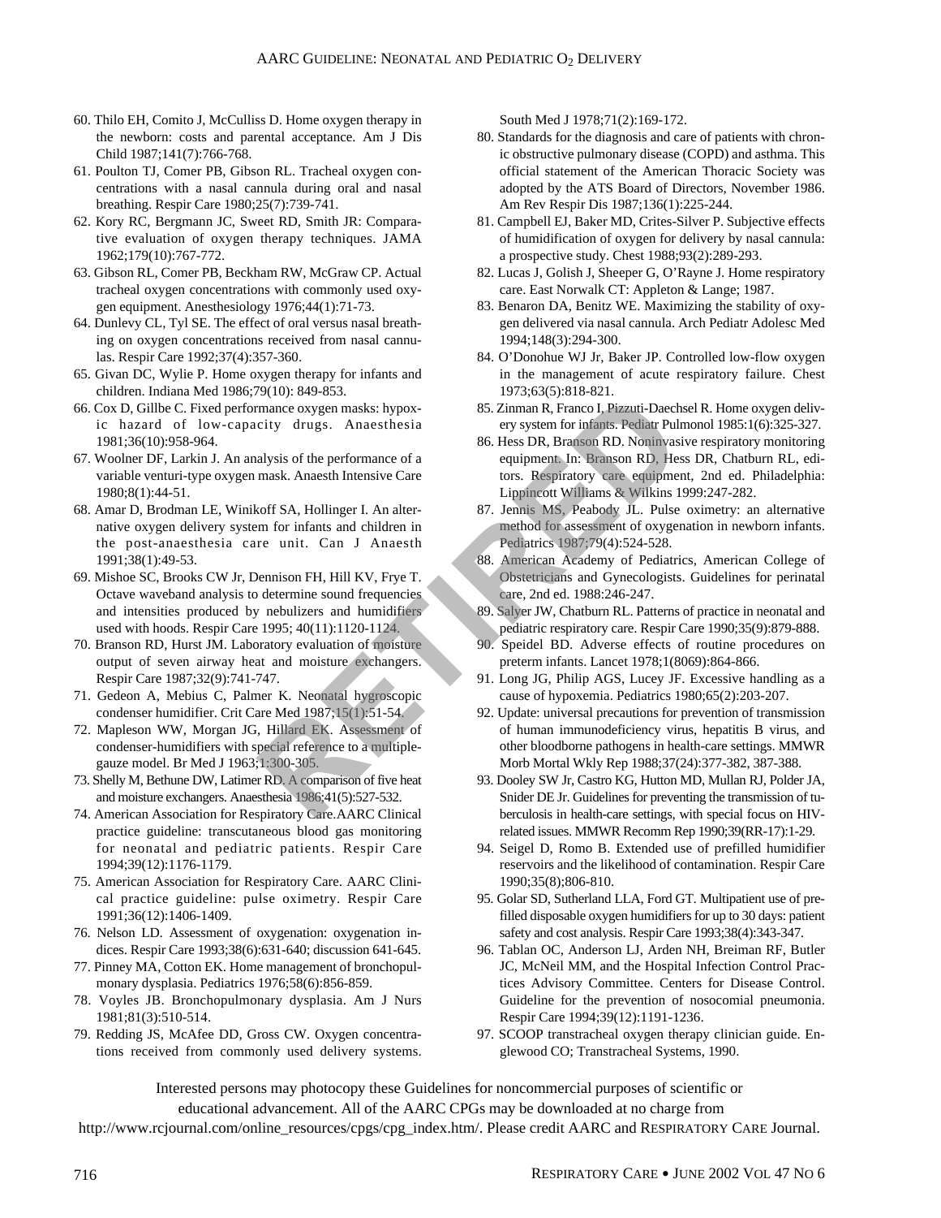60. Thilo EH, Comito J, McCulliss D. Home oxygen therapy in the newborn: costs and parental acceptance. Am J Dis Child 1987;141(7):766-768.
61. Poulton TJ, Comer PB, Gibson RL. Tracheal oxygen concentrations with a nasal cannula during oral and nasal breathing. Respir Care 1980;25(7):739-741.
62. Kory RC, Bergmann JC, Sweet RD, Smith JR: Comparative evaluation of oxygen therapy techniques. JAMA 1962;179(10):767-772.
63. Gibson RL, Comer PB, Beckham RW, McGraw CP. Actual tracheal oxygen concentrations with commonly used oxygen equipment. Anesthesiology 1976;44(1):71-73.
64. Dunlevy CL, Tyl SE. The effect of oral versus nasal breathing on oxygen concentrations received from nasal cannulas. Respir Care 1992;37(4):357-360.
65. Givan DC, Wylie P. Home oxygen therapy for infants and children. Indiana Med 1986;79(10): 849-853.
66. Cox D, Gillbe C. Fixed performance oxygen masks: hypoxic hazard of low-capacity drugs. Anaesthesia 1981;36(10):958-964.
67. Woolner DF, Larkin J. An analysis of the performance of a variable venturi-type oxygen mask. Anaesth Intensive Care 1980;8(1):44-51.
68. Amar D, Brodman LE, Winikoff SA, Hollinger I. An alternative oxygen delivery system for infants and children in the post-anaesthesia care unit. Can J Anaesth 1991;38(1):49-53.
69. Mishoe SC, Brooks CW Jr, Dennison FH, Hill KV, Frye T. Octave waveband analysis to determine sound frequencies and intensities produced by nebulizers and humidifiers used with hoods. Respir Care 1995; 40(11):1120-1124.
70. Branson RD, Hurst JM. Laboratory evaluation of moisture output of seven airway heat and moisture exchangers. Respir Care 1987;32(9):741-747.
71. Gedeon A, Mebius C, Palmer K. Neonatal hygroscopic condenser humidifier. Crit Care Med 1987;15(1):51-54.
72. Mapleson WW, Morgan JG, Hillard EK. Assessment of condenser-humidifiers with special reference to a multiple-gauze model. Br Med J 1963;1:300-305.
73. Shelly M, Bethune DW, Latimer RD. A comparison of five heat and moisture exchangers. Anaesthesia 1986;41(5):527-532.
74. American Association for Respiratory Care.AARC Clinical practice guideline: transcutaneous blood gas monitoring for neonatal and pediatric patients. Respir Care 1994;39(12):1176-1179.
75. American Association for Respiratory Care. AARC Clinical practice guideline: pulse oximetry. Respir Care 1991;36(12):1406-1409.
76. Nelson LD. Assessment of oxygenation: oxygenation indices. Respir Care 1993;38(6):631-640; discussion 641-645.
77. Pinney MA, Cotton EK. Home management of bronchopulmonary dysplasia. Pediatrics 1976;58(6):856-859.
78. Voyles JB. Bronchopulmonary dysplasia. Am J Nurs 1981;81(3):510-514.
79. Redding JS, McAfee DD, Gross CW. Oxygen concentrations received from commonly used delivery systems. South Med J 1978;71(2):169-172.
80. Standards for the diagnosis and care of patients with chronic obstructive pulmonary disease (COPD) and asthma. This official statement of the American Thoracic Society was adopted by the ATS Board of Directors, November 1986. Am Rev Respir Dis 1987;136(1):225-244.
81. Campbell EJ, Baker MD, Crites-Silver P. Subjective effects of humidification of oxygen for delivery by nasal cannula: a prospective study. Chest 1988;93(2):289-293.
82. Lucas J, Golish J, Sheeper G, O'Rayne J. Home respiratory care. East Norwalk CT: Appleton & Lange; 1987.
83. Benaron DA, Benitz WE. Maximizing the stability of oxygen delivered via nasal cannula. Arch Pediatr Adolesc Med 1994;148(3):294-300.
84. O'Donohue WJ Jr, Baker JP. Controlled low-flow oxygen in the management of acute respiratory failure. Chest 1973;63(5):818-821.
85. Zinman R, Franco I, Pizzuti-Daechsel R. Home oxygen delivery system for infants. Pediatr Pulmonol 1985:1(6):325-327.
86. Hess DR, Branson RD. Noninvasive respiratory monitoring equipment. In: Branson RD, Hess DR, Chatburn RL, editors. Respiratory care equipment, 2nd ed. Philadelphia: Lippincott Williams & Wilkins 1999:247-282.
87. Jennis MS, Peabody JL. Pulse oximetry: an alternative method for assessment of oxygenation in newborn infants. Pediatrics 1987;79(4):524-528.
88. American Academy of Pediatrics, American College of Obstetricians and Gynecologists. Guidelines for perinatal care, 2nd ed. 1988:246-247.
89. Salyer JW, Chatburn RL. Patterns of practice in neonatal and pediatric respiratory care. Respir Care 1990;35(9):879-888.
90. Speidel BD. Adverse effects of routine procedures on preterm infants. Lancet 1978;1(8069):864-866.
91. Long JG, Philip AGS, Lucey JF. Excessive handling as a cause of hypoxemia. Pediatrics 1980;65(2):203-207.
92. Update: universal precautions for prevention of transmission of human immunodeficiency virus, hepatitis B virus, and other bloodborne pathogens in health-care settings. MMWR Morb Mortal Wkly Rep 1988;37(24):377-382, 387-388.
93. Dooley SW Jr, Castro KG, Hutton MD, Mullan RJ, Polder JA, Snider DE Jr. Guidelines for preventing the transmission of tuberculosis in health-care settings, with special focus on HIV-related issues. MMWR Recomm Rep 1990;39(RR-17):1-29.
94. Seigel D, Romo B. Extended use of prefilled humidifier reservoirs and the likelihood of contamination. Respir Care 1990;35(8);806-810.
95. Golar SD, Sutherland LLA, Ford GT. Multipatient use of prefilled disposable oxygen humidifiers for up to 30 days: patient safety and cost analysis. Respir Care 1993;38(4):343-347.
96. Tablan OC, Anderson LJ, Arden NH, Breiman RF, Butler JC, McNeil MM, and the Hospital Infection Control Practices Advisory Committee. Centers for Disease Control. Guideline for the prevention of nosocomial pneumonia. Respir Care 1994;39(12):1191-1236.
97. SCOOP transtracheal oxygen therapy clinician guide. Englewood CO; Transtracheal Systems, 1990.

Interested persons may photocopy these Guidelines for noncommercial purposes of scientific or educational advancement. All of the AARC CPGs may be downloaded at no charge from http://www.rcjournal.com/online_resources/cpgs/cpg_index.htm/. Please credit AARC and RESPIRATORY CARE Journal.